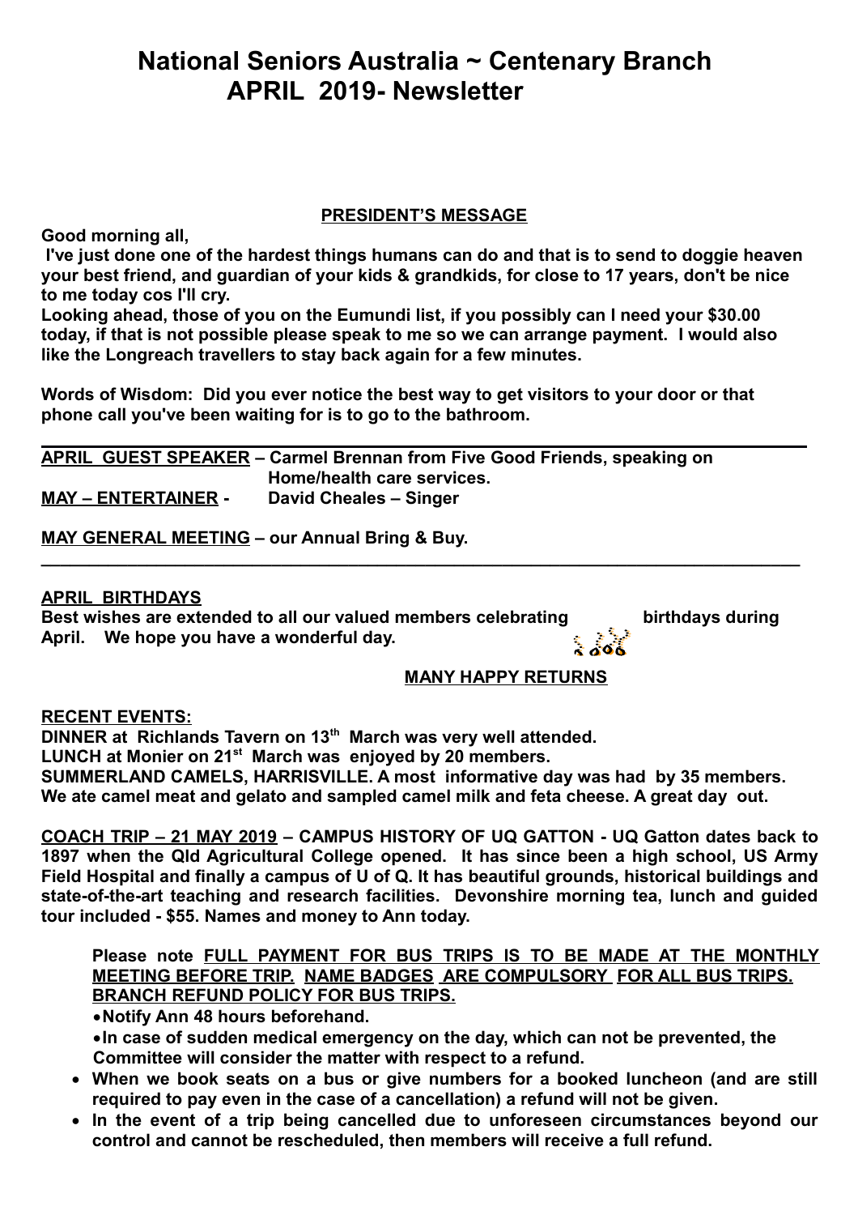# National Seniors Australia ~ Centenary Branch
# APRIL 2019- Newsletter

## PRESIDENT'S MESSAGE

**Good morning all,**

**I've just done one of the hardest things humans can do and that is to send to doggie heaven your best friend, and guardian of your kids & grandkids, for close to 17 years, don't be nice to me today cos I'll cry.**

**Looking ahead, those of you on the Eumundi list, if you possibly can I need your $30.00 today, if that is not possible please speak to me so we can arrange payment. I would also like the Longreach travellers to stay back again for a few minutes.**

**Words of Wisdom: Did you ever notice the best way to get visitors to your door or that phone call you've been waiting for is to go to the bathroom.**

---

**APRIL GUEST SPEAKER – Carmel Brennan from Five Good Friends, speaking on Home/health care services.**

**MAY – ENTERTAINER - David Cheales – Singer**

**MAY GENERAL MEETING – our Annual Bring & Buy.**

---

**APRIL BIRTHDAYS**

**Best wishes are extended to all our valued members celebrating birthdays during April. We hope you have a wonderful day.**

**MANY HAPPY RETURNS**

**RECENT EVENTS:**

**DINNER at Richlands Tavern on 13th March was very well attended.**

**LUNCH at Monier on 21st March was enjoyed by 20 members.**

**SUMMERLAND CAMELS, HARRISVILLE. A most informative day was had by 35 members. We ate camel meat and gelato and sampled camel milk and feta cheese. A great day out.**

**COACH TRIP – 21 MAY 2019 – CAMPUS HISTORY OF UQ GATTON - UQ Gatton dates back to 1897 when the Qld Agricultural College opened. It has since been a high school, US Army Field Hospital and finally a campus of U of Q. It has beautiful grounds, historical buildings and state-of-the-art teaching and research facilities. Devonshire morning tea, lunch and guided tour included - $55. Names and money to Ann today.**

**Please note FULL PAYMENT FOR BUS TRIPS IS TO BE MADE AT THE MONTHLY MEETING BEFORE TRIP. NAME BADGES ARE COMPULSORY FOR ALL BUS TRIPS. BRANCH REFUND POLICY FOR BUS TRIPS.**

- **Notify Ann 48 hours beforehand.**
- **In case of sudden medical emergency on the day, which can not be prevented, the Committee will consider the matter with respect to a refund.**
- **When we book seats on a bus or give numbers for a booked luncheon (and are still required to pay even in the case of a cancellation) a refund will not be given.**
- **In the event of a trip being cancelled due to unforeseen circumstances beyond our control and cannot be rescheduled, then members will receive a full refund.**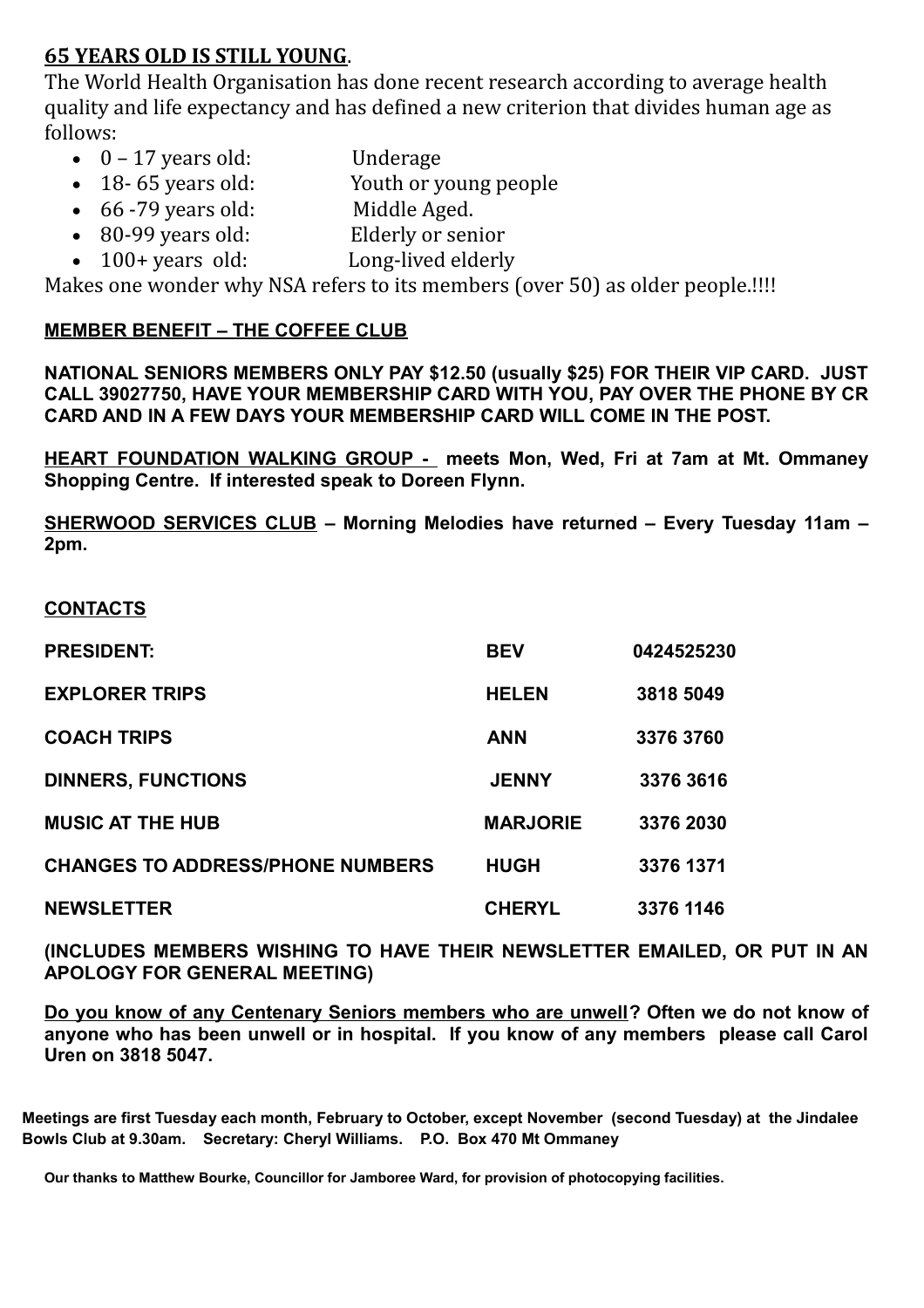## **65 YEARS OLD IS STILL YOUNG**.

The World Health Organisation has done recent research according to average health quality and life expectancy and has defined a new criterion that divides human age as follows:

- 0 – 17 years old: Underage
- 18- 65 years old: Youth or young people
- 66 -79 years old: Middle Aged.
- 80-99 years old: Elderly or senior
- 100+ years old: Long-lived elderly

Makes one wonder why NSA refers to its members (over 50) as older people.!!!!

**MEMBER BENEFIT – THE COFFEE CLUB**

**NATIONAL SENIORS MEMBERS ONLY PAY $12.50 (usually $25) FOR THEIR VIP CARD. JUST CALL 39027750, HAVE YOUR MEMBERSHIP CARD WITH YOU, PAY OVER THE PHONE BY CR CARD AND IN A FEW DAYS YOUR MEMBERSHIP CARD WILL COME IN THE POST.**

**HEART FOUNDATION WALKING GROUP - meets Mon, Wed, Fri at 7am at Mt. Ommaney Shopping Centre. If interested speak to Doreen Flynn.**

**SHERWOOD SERVICES CLUB – Morning Melodies have returned – Every Tuesday 11am – 2pm.**

**CONTACTS**

| | | |
|---|---|---|
| **PRESIDENT:** | **BEV** | **0424525230** |
| **EXPLORER TRIPS** | **HELEN** | **3818 5049** |
| **COACH TRIPS** | **ANN** | **3376 3760** |
| **DINNERS, FUNCTIONS** | **JENNY** | **3376 3616** |
| **MUSIC AT THE HUB** | **MARJORIE** | **3376 2030** |
| **CHANGES TO ADDRESS/PHONE NUMBERS** | **HUGH** | **3376 1371** |
| **NEWSLETTER** | **CHERYL** | **3376 1146** |

**(INCLUDES MEMBERS WISHING TO HAVE THEIR NEWSLETTER EMAILED, OR PUT IN AN APOLOGY FOR GENERAL MEETING)**

**Do you know of any Centenary Seniors members who are unwell? Often we do not know of anyone who has been unwell or in hospital. If you know of any members please call Carol Uren on 3818 5047.**

**Meetings are first Tuesday each month, February to October, except November (second Tuesday) at the Jindalee Bowls Club at 9.30am. Secretary: Cheryl Williams. P.O. Box 470 Mt Ommaney**

**Our thanks to Matthew Bourke, Councillor for Jamboree Ward, for provision of photocopying facilities.**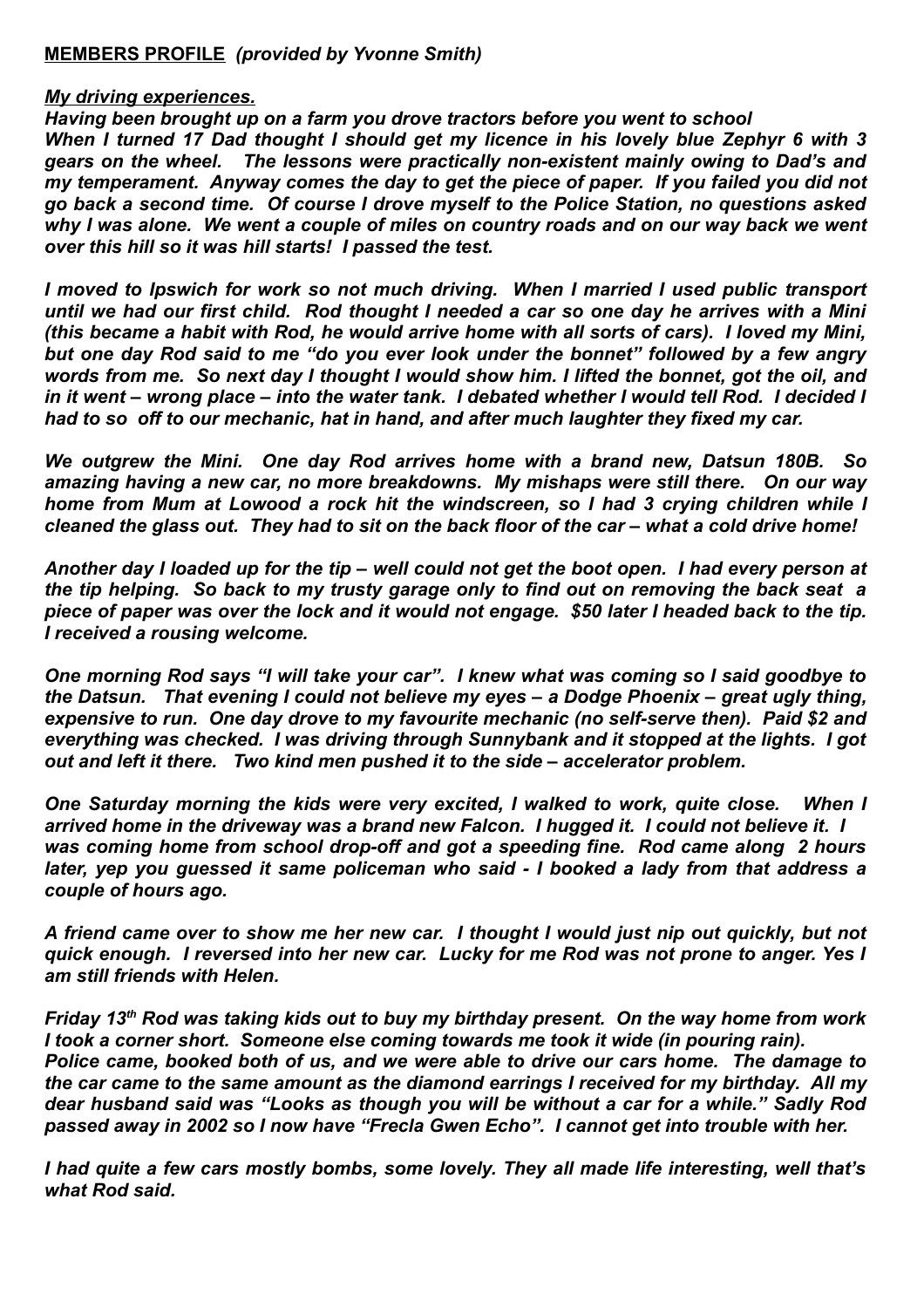**MEMBERS PROFILE** *(provided by Yvonne Smith)*

***My driving experiences.***

***Having been brought up on a farm you drove tractors before you went to school***
***When I turned 17 Dad thought I should get my licence in his lovely blue Zephyr 6 with 3 gears on the wheel. The lessons were practically non-existent mainly owing to Dad's and my temperament. Anyway comes the day to get the piece of paper. If you failed you did not go back a second time. Of course I drove myself to the Police Station, no questions asked why I was alone. We went a couple of miles on country roads and on our way back we went over this hill so it was hill starts! I passed the test.***

***I moved to Ipswich for work so not much driving. When I married I used public transport until we had our first child. Rod thought I needed a car so one day he arrives with a Mini (this became a habit with Rod, he would arrive home with all sorts of cars). I loved my Mini, but one day Rod said to me "do you ever look under the bonnet" followed by a few angry words from me. So next day I thought I would show him. I lifted the bonnet, got the oil, and in it went – wrong place – into the water tank. I debated whether I would tell Rod. I decided I had to so off to our mechanic, hat in hand, and after much laughter they fixed my car.***

***We outgrew the Mini. One day Rod arrives home with a brand new, Datsun 180B. So amazing having a new car, no more breakdowns. My mishaps were still there. On our way home from Mum at Lowood a rock hit the windscreen, so I had 3 crying children while I cleaned the glass out. They had to sit on the back floor of the car – what a cold drive home!***

***Another day I loaded up for the tip – well could not get the boot open. I had every person at the tip helping. So back to my trusty garage only to find out on removing the back seat a piece of paper was over the lock and it would not engage. $50 later I headed back to the tip. I received a rousing welcome.***

***One morning Rod says "I will take your car". I knew what was coming so I said goodbye to the Datsun. That evening I could not believe my eyes – a Dodge Phoenix – great ugly thing, expensive to run. One day drove to my favourite mechanic (no self-serve then). Paid $2 and everything was checked. I was driving through Sunnybank and it stopped at the lights. I got out and left it there. Two kind men pushed it to the side – accelerator problem.***

***One Saturday morning the kids were very excited, I walked to work, quite close. When I arrived home in the driveway was a brand new Falcon. I hugged it. I could not believe it. I was coming home from school drop-off and got a speeding fine. Rod came along 2 hours later, yep you guessed it same policeman who said - I booked a lady from that address a couple of hours ago.***

***A friend came over to show me her new car. I thought I would just nip out quickly, but not quick enough. I reversed into her new car. Lucky for me Rod was not prone to anger. Yes I am still friends with Helen.***

***Friday 13th Rod was taking kids out to buy my birthday present. On the way home from work I took a corner short. Someone else coming towards me took it wide (in pouring rain). Police came, booked both of us, and we were able to drive our cars home. The damage to the car came to the same amount as the diamond earrings I received for my birthday. All my dear husband said was "Looks as though you will be without a car for a while." Sadly Rod passed away in 2002 so I now have "Frecla Gwen Echo". I cannot get into trouble with her.***

***I had quite a few cars mostly bombs, some lovely. They all made life interesting, well that's what Rod said.***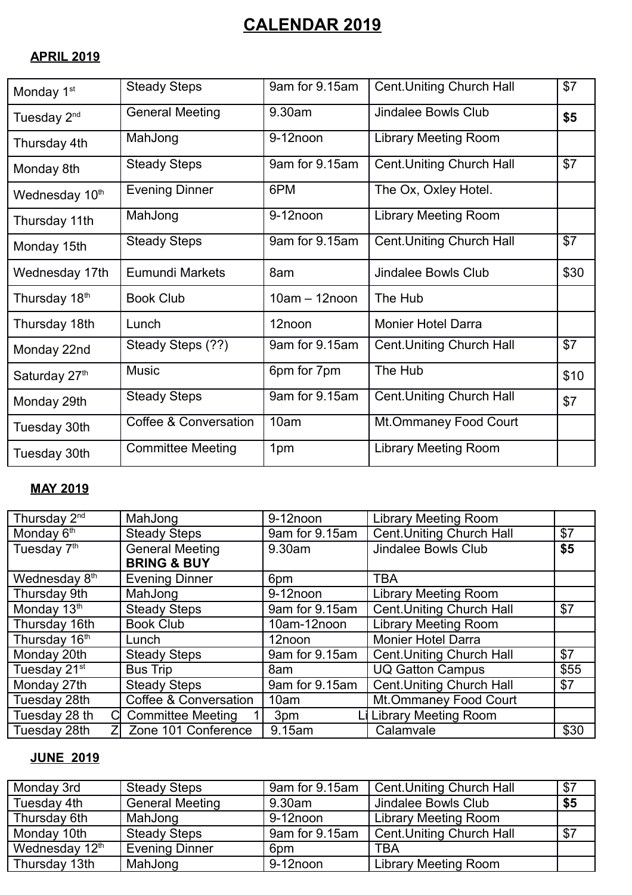# CALENDAR 2019

## APRIL 2019

| | | | | |
|---|---|---|---|---|
| Monday 1st | Steady Steps | 9am for 9.15am | Cent.Uniting Church Hall | $7 |
| Tuesday 2nd | General Meeting | 9.30am | Jindalee Bowls Club | **$5** |
| Thursday 4th | MahJong | 9-12noon | Library Meeting Room | |
| Monday 8th | Steady Steps | 9am for 9.15am | Cent.Uniting Church Hall | $7 |
| Wednesday 10th | Evening Dinner | 6PM | The Ox, Oxley Hotel. | |
| Thursday 11th | MahJong | 9-12noon | Library Meeting Room | |
| Monday 15th | Steady Steps | 9am for 9.15am | Cent.Uniting Church Hall | $7 |
| Wednesday 17th | Eumundi Markets | 8am | Jindalee Bowls Club | $30 |
| Thursday 18th | Book Club | 10am – 12noon | The Hub | |
| Thursday 18th | Lunch | 12noon | Monier Hotel Darra | |
| Monday 22nd | Steady Steps (??) | 9am for 9.15am | Cent.Uniting Church Hall | $7 |
| Saturday 27th | Music | 6pm for 7pm | The Hub | $10 |
| Monday 29th | Steady Steps | 9am for 9.15am | Cent.Uniting Church Hall | $7 |
| Tuesday 30th | Coffee & Conversation | 10am | Mt.Ommaney Food Court | |
| Tuesday 30th | Committee Meeting | 1pm | Library Meeting Room | |

## MAY 2019

| | | | | |
|---|---|---|---|---|
| Thursday 2nd | MahJong | 9-12noon | Library Meeting Room | |
| Monday 6th | Steady Steps | 9am for 9.15am | Cent.Uniting Church Hall | $7 |
| Tuesday 7th | General Meeting **BRING & BUY** | 9.30am | Jindalee Bowls Club | **$5** |
| Wednesday 8th | Evening Dinner | 6pm | TBA | |
| Thursday 9th | MahJong | 9-12noon | Library Meeting Room | |
| Monday 13th | Steady Steps | 9am for 9.15am | Cent.Uniting Church Hall | $7 |
| Thursday 16th | Book Club | 10am-12noon | Library Meeting Room | |
| Thursday 16th | Lunch | 12noon | Monier Hotel Darra | |
| Monday 20th | Steady Steps | 9am for 9.15am | Cent.Uniting Church Hall | $7 |
| Tuesday 21st | Bus Trip | 8am | UQ Gatton Campus | $55 |
| Monday 27th | Steady Steps | 9am for 9.15am | Cent.Uniting Church Hall | $7 |
| Tuesday 28th | Coffee & Conversation | 10am | Mt.Ommaney Food Court | |
| Tuesday 28 th C | Committee Meeting 1 | 3pm Li | Library Meeting Room | |
| Tuesday 28th Z | Zone 101 Conference | 9.15am | Calamvale | $30 |

## JUNE 2019

| | | | | |
|---|---|---|---|---|
| Monday 3rd | Steady Steps | 9am for 9.15am | Cent.Uniting Church Hall | $7 |
| Tuesday 4th | General Meeting | 9.30am | Jindalee Bowls Club | **$5** |
| Thursday 6th | MahJong | 9-12noon | Library Meeting Room | |
| Monday 10th | Steady Steps | 9am for 9.15am | Cent.Uniting Church Hall | $7 |
| Wednesday 12th | Evening Dinner | 6pm | TBA | |
| Thursday 13th | MahJong | 9-12noon | Library Meeting Room | |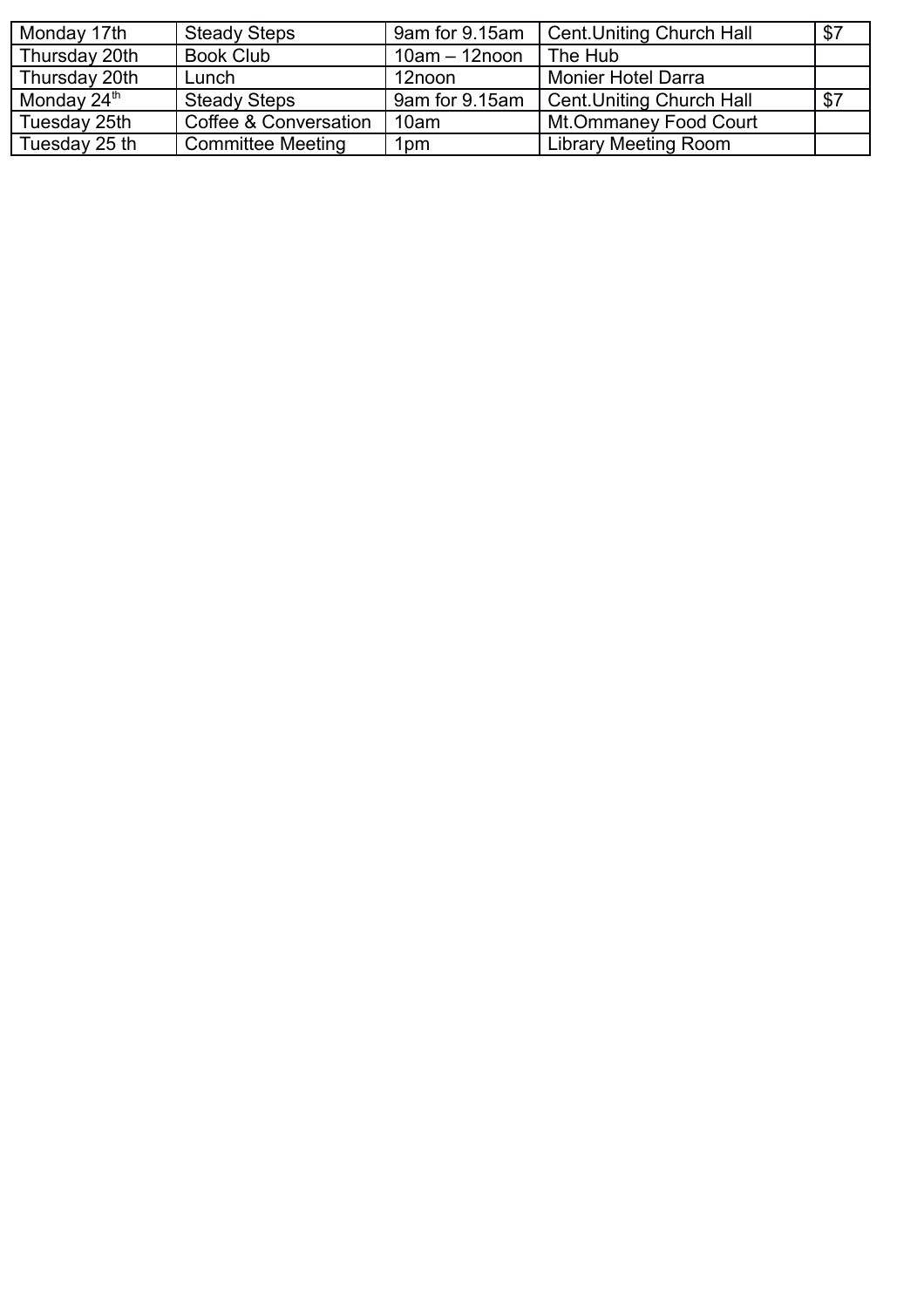| | | | | |
|---|---|---|---|---|
| Monday 17th | Steady Steps | 9am for 9.15am | Cent.Uniting Church Hall | $7 |
| Thursday 20th | Book Club | 10am – 12noon | The Hub | |
| Thursday 20th | Lunch | 12noon | Monier Hotel Darra | |
| Monday 24th | Steady Steps | 9am for 9.15am | Cent.Uniting Church Hall | $7 |
| Tuesday 25th | Coffee & Conversation | 10am | Mt.Ommaney Food Court | |
| Tuesday 25 th | Committee Meeting | 1pm | Library Meeting Room | |